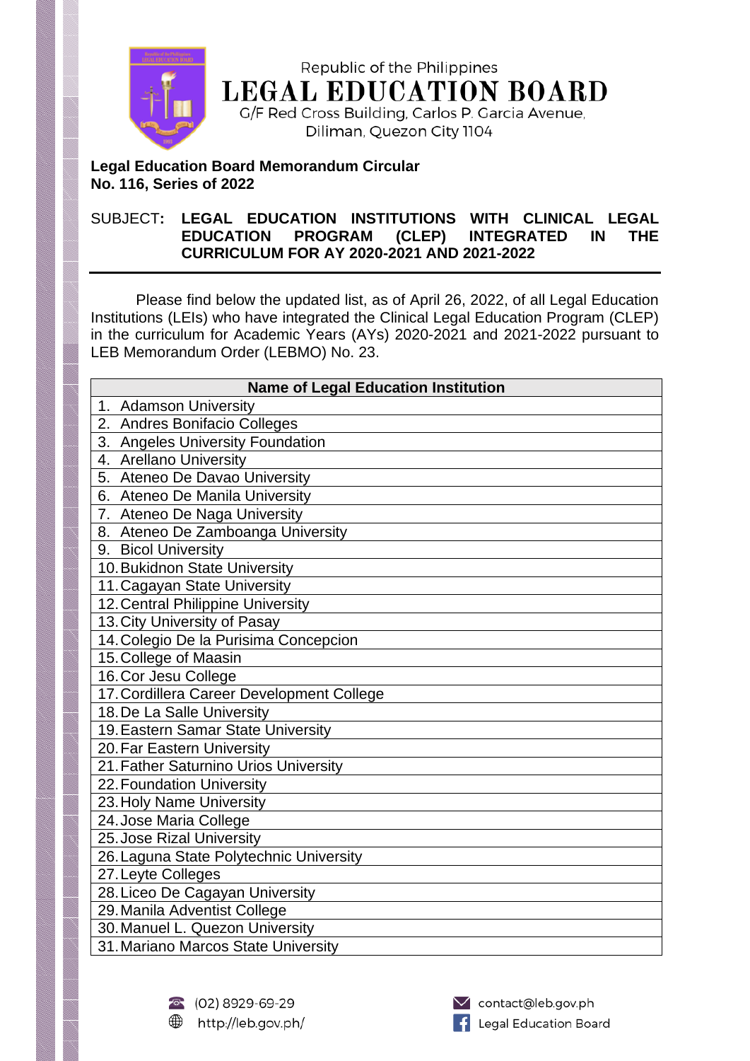Republic of the Philippines

# LEGAL EDUCATION BOARD

G/F Red Cross Building, Carlos P. Garcia Avenue, Diliman, Quezon City 1104

**Legal Education Board Memorandum Circular**
**No. 116, Series of 2022**

SUBJECT**: LEGAL EDUCATION INSTITUTIONS WITH CLINICAL LEGAL EDUCATION PROGRAM (CLEP) INTEGRATED IN THE CURRICULUM FOR AY 2020-2021 AND 2021-2022**

---

Please find below the updated list, as of April 26, 2022, of all Legal Education Institutions (LEIs) who have integrated the Clinical Legal Education Program (CLEP) in the curriculum for Academic Years (AYs) 2020-2021 and 2021-2022 pursuant to LEB Memorandum Order (LEBMO) No. 23.

| Name of Legal Education Institution |
|---|
| 1. Adamson University |
| 2. Andres Bonifacio Colleges |
| 3. Angeles University Foundation |
| 4. Arellano University |
| 5. Ateneo De Davao University |
| 6. Ateneo De Manila University |
| 7. Ateneo De Naga University |
| 8. Ateneo De Zamboanga University |
| 9. Bicol University |
| 10. Bukidnon State University |
| 11. Cagayan State University |
| 12. Central Philippine University |
| 13. City University of Pasay |
| 14. Colegio De la Purisima Concepcion |
| 15. College of Maasin |
| 16. Cor Jesu College |
| 17. Cordillera Career Development College |
| 18. De La Salle University |
| 19. Eastern Samar State University |
| 20. Far Eastern University |
| 21. Father Saturnino Urios University |
| 22. Foundation University |
| 23. Holy Name University |
| 24. Jose Maria College |
| 25. Jose Rizal University |
| 26. Laguna State Polytechnic University |
| 27. Leyte Colleges |
| 28. Liceo De Cagayan University |
| 29. Manila Adventist College |
| 30. Manuel L. Quezon University |
| 31. Mariano Marcos State University |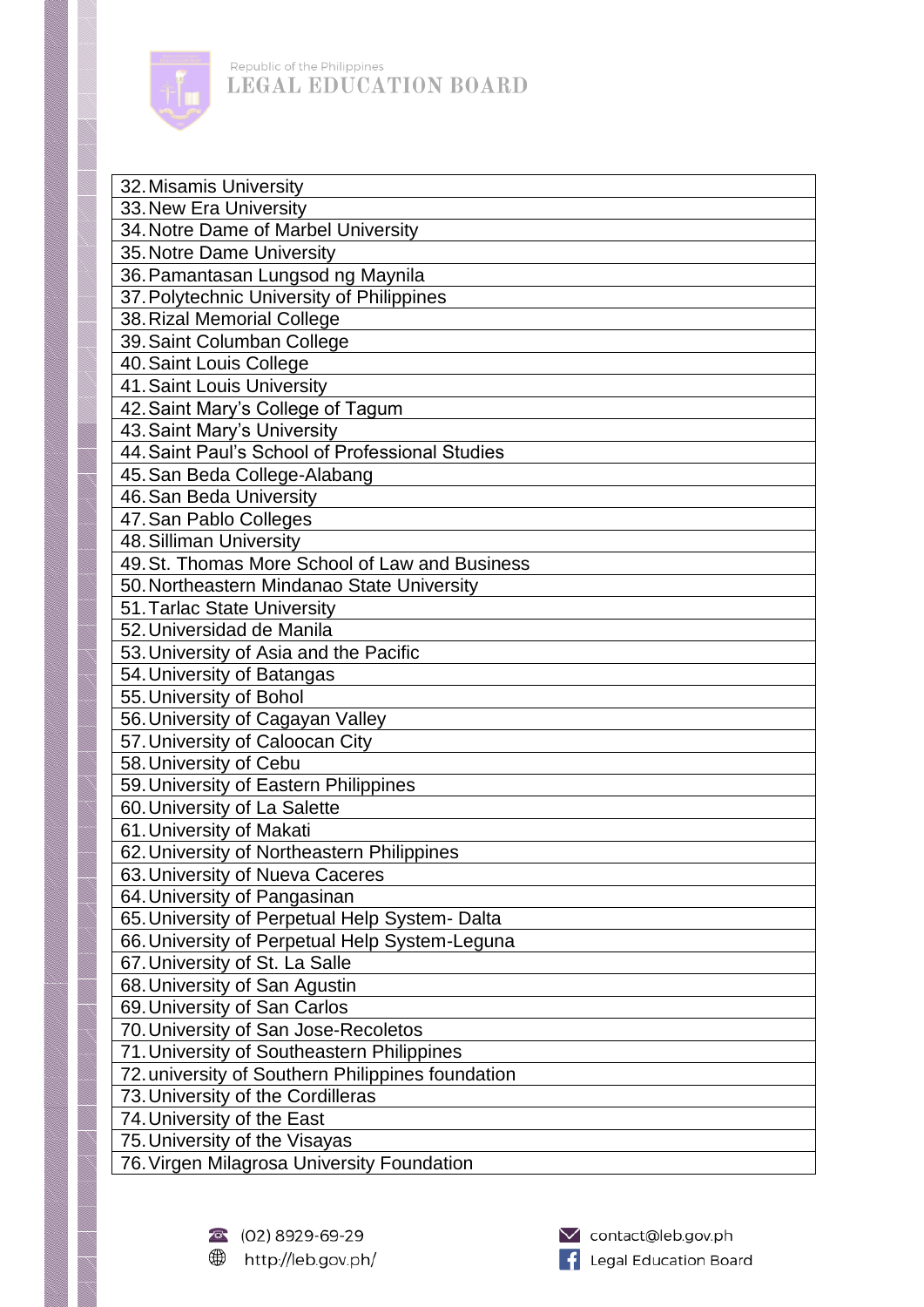| |
|---|
| 32. Misamis University |
| 33. New Era University |
| 34. Notre Dame of Marbel University |
| 35. Notre Dame University |
| 36. Pamantasan Lungsod ng Maynila |
| 37. Polytechnic University of Philippines |
| 38. Rizal Memorial College |
| 39. Saint Columban College |
| 40. Saint Louis College |
| 41. Saint Louis University |
| 42. Saint Mary's College of Tagum |
| 43. Saint Mary's University |
| 44. Saint Paul's School of Professional Studies |
| 45. San Beda College-Alabang |
| 46. San Beda University |
| 47. San Pablo Colleges |
| 48. Silliman University |
| 49. St. Thomas More School of Law and Business |
| 50. Northeastern Mindanao State University |
| 51. Tarlac State University |
| 52. Universidad de Manila |
| 53. University of Asia and the Pacific |
| 54. University of Batangas |
| 55. University of Bohol |
| 56. University of Cagayan Valley |
| 57. University of Caloocan City |
| 58. University of Cebu |
| 59. University of Eastern Philippines |
| 60. University of La Salette |
| 61. University of Makati |
| 62. University of Northeastern Philippines |
| 63. University of Nueva Caceres |
| 64. University of Pangasinan |
| 65. University of Perpetual Help System- Dalta |
| 66. University of Perpetual Help System-Leguna |
| 67. University of St. La Salle |
| 68. University of San Agustin |
| 69. University of San Carlos |
| 70. University of San Jose-Recoletos |
| 71. University of Southeastern Philippines |
| 72. university of Southern Philippines foundation |
| 73. University of the Cordilleras |
| 74. University of the East |
| 75. University of the Visayas |
| 76. Virgen Milagrosa University Foundation |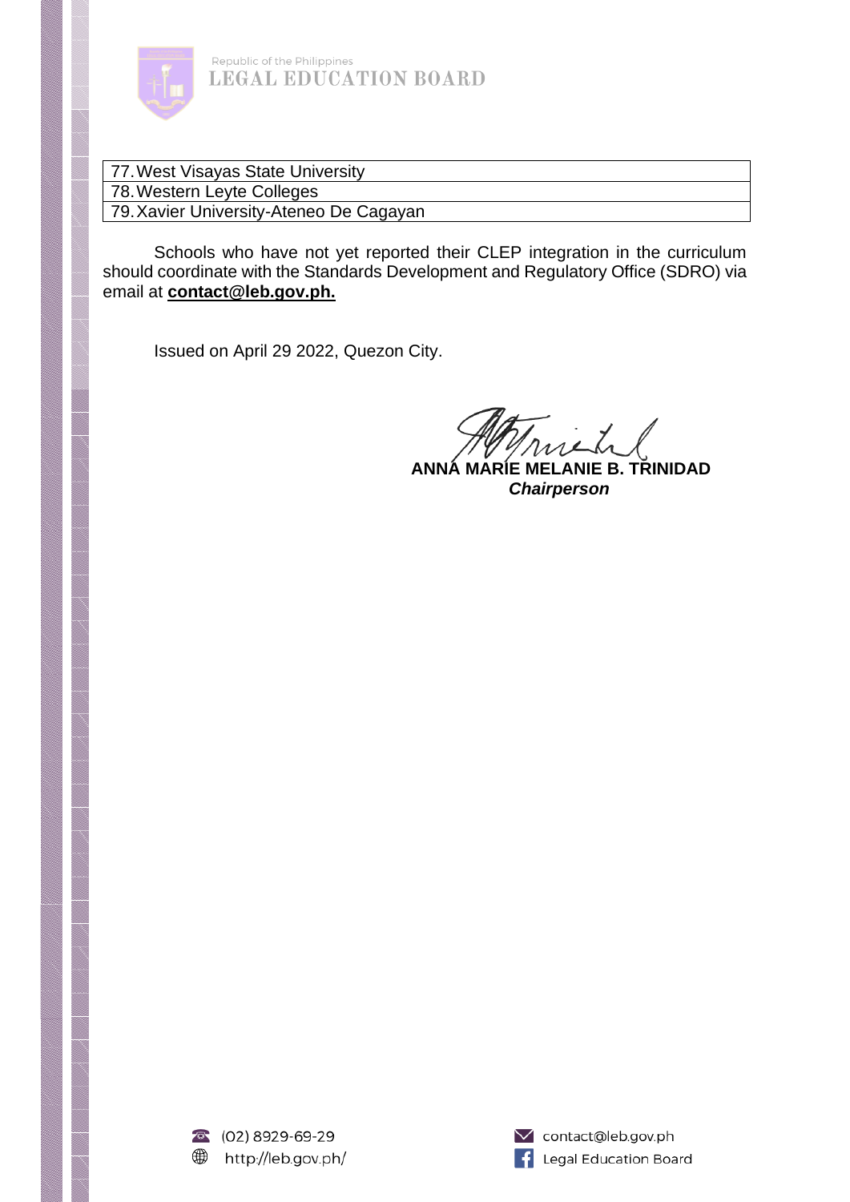| |
|---|
| 77. West Visayas State University |
| 78. Western Leyte Colleges |
| 79. Xavier University-Ateneo De Cagayan |

Schools who have not yet reported their CLEP integration in the curriculum should coordinate with the Standards Development and Regulatory Office (SDRO) via email at **contact@leb.gov.ph.**

Issued on April 29 2022, Quezon City.

**ANNA MARIE MELANIE B. TRINIDAD**
***Chairperson***